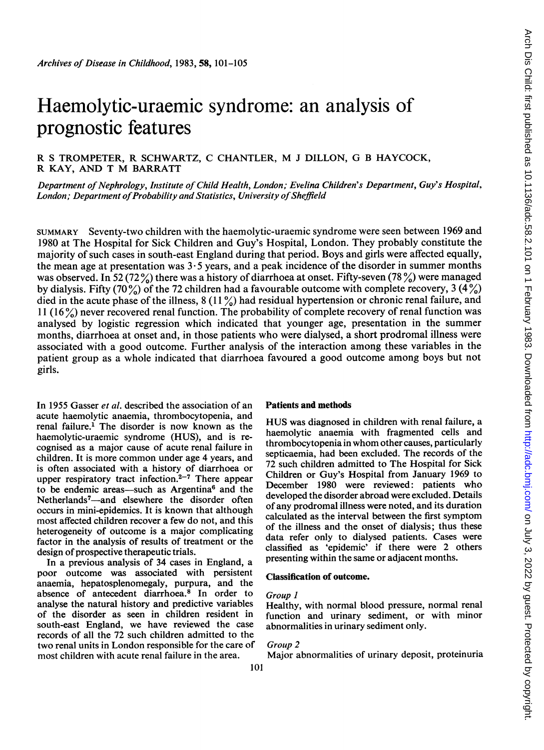# Haemolytic-uraemic syndrome: an analysis of prognostic features

R S TROMPETER, R SCHWARTZ, C CHANTLER, M J DILLON, G B HAYCOCK, R KAY, AND T M BARRATT

*Department of Nephrology, Institute of Child Health, London; Evelina Children's Department, Guy's Hospital, London; Department of Probability and Statistics, University of Sheffield*

SUMMARY Seventy-two children with the haemolytic-uraemic syndrome were seen between 1969 and 1980 at The Hospital for Sick Children and Guy's Hospital, London. They probably constitute the majority of such cases in south-east England during that period. Boys and girls were affected equally, the mean age at presentation was 3·5 years, and a peak incidence of the disorder in summer months was observed. In 52 (72%) there was a history of diarrhoea at onset. Fifty-seven (78%) were managed by dialysis. Fifty (70%) of the 72 children had a favourable outcome with complete recovery, 3 (4%) died in the acute phase of the illness, 8 (11%) had residual hypertension or chronic renal failure, and 11 (16%) never recovered renal function. The probability of complete recovery of renal function was analysed by logistic regression which indicated that younger age, presentation in the summer months, diarrhoea at onset and, in those patients who were dialysed, a short prodromal illness were associated with a good outcome. Further analysis of the interaction among these variables in the patient group as a whole indicated that diarrhoea favoured a good outcome among boys but not girls.

In 1955 Gasser *et al.* described the association of an acute haemolytic anaemia, thrombocytopenia, and renal failure.[1] The disorder is now known as the haemolytic-uraemic syndrome (HUS), and is recognised as a major cause of acute renal failure in children. It is more common under age 4 years, and is often associated with a history of diarrhoea or upper respiratory tract infection.[2–7] There appear to be endemic areas—such as Argentina[6] and the Netherlands[7]—and elsewhere the disorder often occurs in mini-epidemics. It is known that although most affected children recover a few do not, and this heterogeneity of outcome is a major complicating factor in the analysis of results of treatment or the design of prospective therapeutic trials.

In a previous analysis of 34 cases in England, a poor outcome was associated with persistent anaemia, hepatosplenomegaly, purpura, and the absence of antecedent diarrhoea.[8] In order to analyse the natural history and predictive variables of the disorder as seen in children resident in south-east England, we have reviewed the case records of all the 72 such children admitted to the two renal units in London responsible for the care of most children with acute renal failure in the area.

## Patients and methods

HUS was diagnosed in children with renal failure, a haemolytic anaemia with fragmented cells and thrombocytopenia in whom other causes, particularly septicaemia, had been excluded. The records of the 72 such children admitted to The Hospital for Sick Children or Guy's Hospital from January 1969 to December 1980 were reviewed: patients who developed the disorder abroad were excluded. Details of any prodromal illness were noted, and its duration calculated as the interval between the first symptom of the illness and the onset of dialysis; thus these data refer only to dialysed patients. Cases were classified as 'epidemic' if there were 2 others presenting within the same or adjacent months.

### Classification of outcome.

*Group 1*
Healthy, with normal blood pressure, normal renal function and urinary sediment, or with minor abnormalities in urinary sediment only.

*Group 2*
Major abnormalities of urinary deposit, proteinuria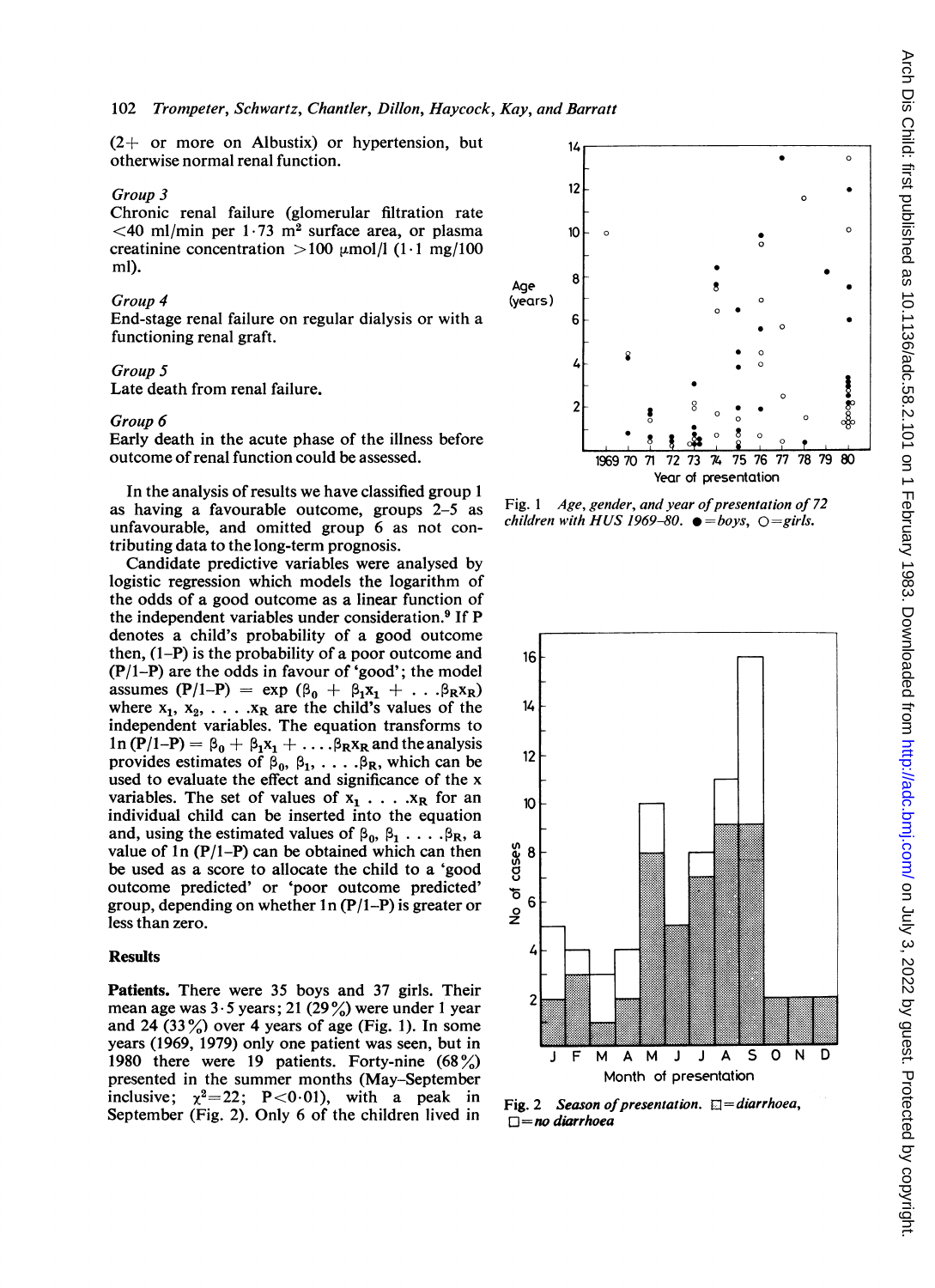(2+ or more on Albustix) or hypertension, but otherwise normal renal function.

*Group 3*
Chronic renal failure (glomerular filtration rate <40 ml/min per 1·73 $m^2$ surface area, or plasma creatinine concentration >100 μmol/l (1·1 mg/100 ml).

*Group 4*
End-stage renal failure on regular dialysis or with a functioning renal graft.

*Group 5*
Late death from renal failure.

*Group 6*
Early death in the acute phase of the illness before outcome of renal function could be assessed.

In the analysis of results we have classified group 1 as having a favourable outcome, groups 2–5 as unfavourable, and omitted group 6 as not contributing data to the long-term prognosis.

Candidate predictive variables were analysed by logistic regression which models the logarithm of the odds of a good outcome as a linear function of the independent variables under consideration.[9] If P denotes a child's probability of a good outcome then, (1–P) is the probability of a poor outcome and (P/1–P) are the odds in favour of 'good'; the model assumes $(P/1-P) = \exp(\beta_0 + \beta_1 x_1 + \ldots \beta_R x_R)$ where $x_1, x_2, \ldots x_R$ are the child's values of the independent variables. The equation transforms to $\ln(P/1-P) = \beta_0 + \beta_1 x_1 + \ldots \beta_R x_R$ and the analysis provides estimates of $\beta_0, \beta_1, \ldots \beta_R$, which can be used to evaluate the effect and significance of the x variables. The set of values of $x_1 \ldots x_R$ for an individual child can be inserted into the equation and, using the estimated values of $\beta_0, \beta_1 \ldots \beta_R$, a value of $\ln(P/1-P)$ can be obtained which can then be used as a score to allocate the child to a 'good outcome predicted' or 'poor outcome predicted' group, depending on whether $\ln(P/1-P)$ is greater or less than zero.

## Results

**Patients.** There were 35 boys and 37 girls. Their mean age was 3·5 years; 21 (29%) were under 1 year and 24 (33%) over 4 years of age (Fig. 1). In some years (1969, 1979) only one patient was seen, but in 1980 there were 19 patients. Forty-nine (68%) presented in the summer months (May–September inclusive; $\chi^2 = 22$; $P < 0.01$), with a peak in September (Fig. 2). Only 6 of the children lived in

Fig. 1 *Age, gender, and year of presentation of 72 children with HUS 1969–80.* ● = *boys,* ○ = *girls.*

**Fig. 2** ***Season of presentation.*** ▨ = *diarrhoea,* □ = *no diarrhoea*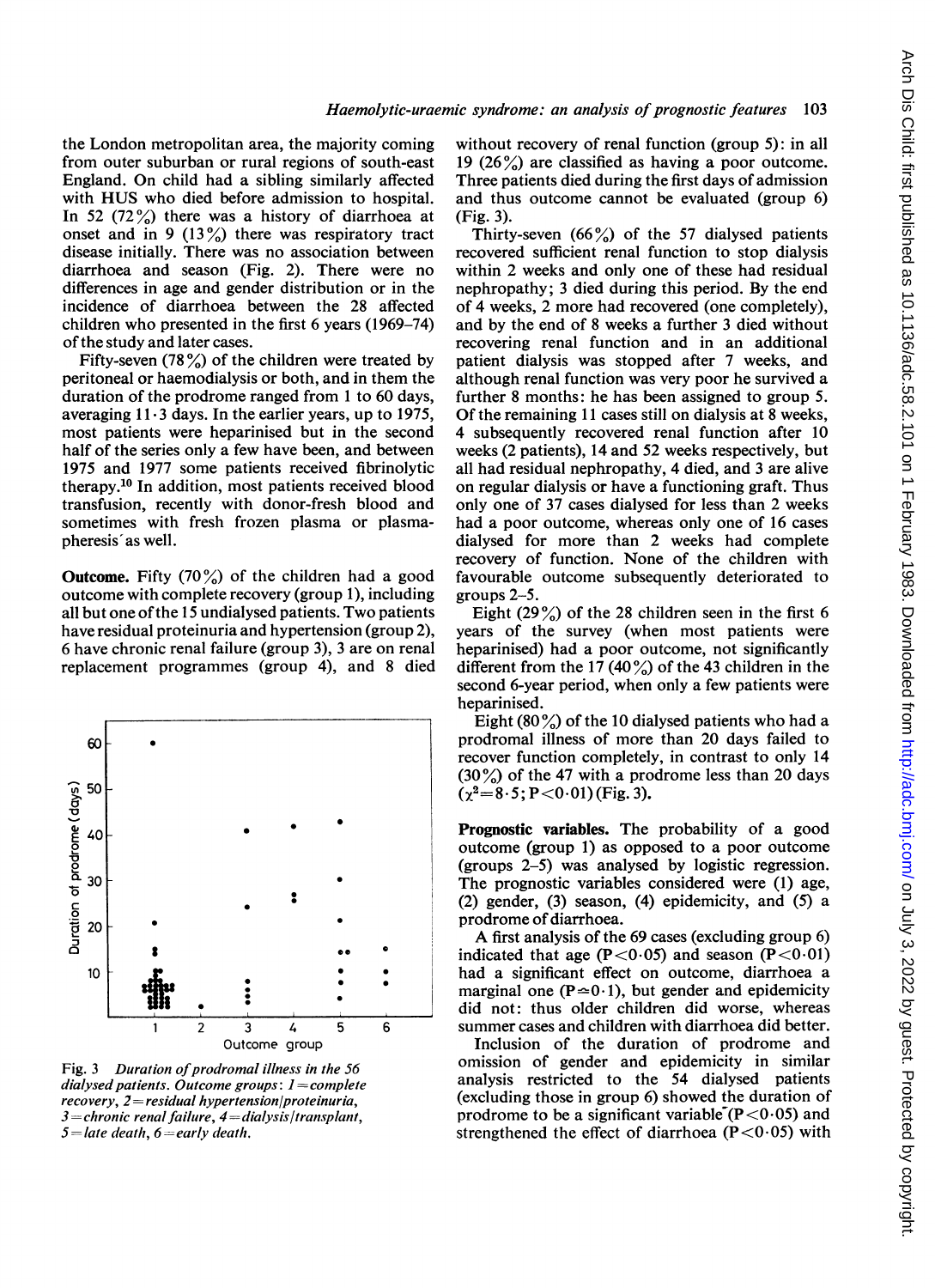the London metropolitan area, the majority coming from outer suburban or rural regions of south-east England. On child had a sibling similarly affected with HUS who died before admission to hospital. In 52 (72%) there was a history of diarrhoea at onset and in 9 (13%) there was respiratory tract disease initially. There was no association between diarrhoea and season (Fig. 2). There were no differences in age and gender distribution or in the incidence of diarrhoea between the 28 affected children who presented in the first 6 years (1969–74) of the study and later cases.

Fifty-seven (78%) of the children were treated by peritoneal or haemodialysis or both, and in them the duration of the prodrome ranged from 1 to 60 days, averaging 11·3 days. In the earlier years, up to 1975, most patients were heparinised but in the second half of the series only a few have been, and between 1975 and 1977 some patients received fibrinolytic therapy.[10] In addition, most patients received blood transfusion, recently with donor-fresh blood and sometimes with fresh frozen plasma or plasmapheresis as well.

**Outcome.** Fifty (70%) of the children had a good outcome with complete recovery (group 1), including all but one of the 15 undialysed patients. Two patients have residual proteinuria and hypertension (group 2), 6 have chronic renal failure (group 3), 3 are on renal replacement programmes (group 4), and 8 died

*Fig. 3 Duration of prodromal illness in the 56 dialysed patients. Outcome groups: 1=complete recovery, 2=residual hypertension/proteinuria, 3=chronic renal failure, 4=dialysis/transplant, 5=late death, 6=early death.*

without recovery of renal function (group 5): in all 19 (26%) are classified as having a poor outcome. Three patients died during the first days of admission and thus outcome cannot be evaluated (group 6) (Fig. 3).

Thirty-seven (66%) of the 57 dialysed patients recovered sufficient renal function to stop dialysis within 2 weeks and only one of these had residual nephropathy; 3 died during this period. By the end of 4 weeks, 2 more had recovered (one completely), and by the end of 8 weeks a further 3 died without recovering renal function and in an additional patient dialysis was stopped after 7 weeks, and although renal function was very poor he survived a further 8 months: he has been assigned to group 5. Of the remaining 11 cases still on dialysis at 8 weeks, 4 subsequently recovered renal function after 10 weeks (2 patients), 14 and 52 weeks respectively, but all had residual nephropathy, 4 died, and 3 are alive on regular dialysis or have a functioning graft. Thus only one of 37 cases dialysed for less than 2 weeks had a poor outcome, whereas only one of 16 cases dialysed for more than 2 weeks had complete recovery of function. None of the children with favourable outcome subsequently deteriorated to groups 2–5.

Eight (29%) of the 28 children seen in the first 6 years of the survey (when most patients were heparinised) had a poor outcome, not significantly different from the 17 (40%) of the 43 children in the second 6-year period, when only a few patients were heparinised.

Eight (80%) of the 10 dialysed patients who had a prodromal illness of more than 20 days failed to recover function completely, in contrast to only 14 (30%) of the 47 with a prodrome less than 20 days ($\chi^2=8\cdot5$; $P<0\cdot01$) (Fig. 3).

**Prognostic variables.** The probability of a good outcome (group 1) as opposed to a poor outcome (groups 2–5) was analysed by logistic regression. The prognostic variables considered were (1) age, (2) gender, (3) season, (4) epidemicity, and (5) a prodrome of diarrhoea.

A first analysis of the 69 cases (excluding group 6) indicated that age ($P<0\cdot05$) and season ($P<0\cdot01$) had a significant effect on outcome, diarrhoea a marginal one ($P\simeq0\cdot1$), but gender and epidemicity did not: thus older children did worse, whereas summer cases and children with diarrhoea did better.

Inclusion of the duration of prodrome and omission of gender and epidemicity in similar analysis restricted to the 54 dialysed patients (excluding those in group 6) showed the duration of prodrome to be a significant variable ($P<0\cdot05$) and strengthened the effect of diarrhoea ($P<0\cdot05$) with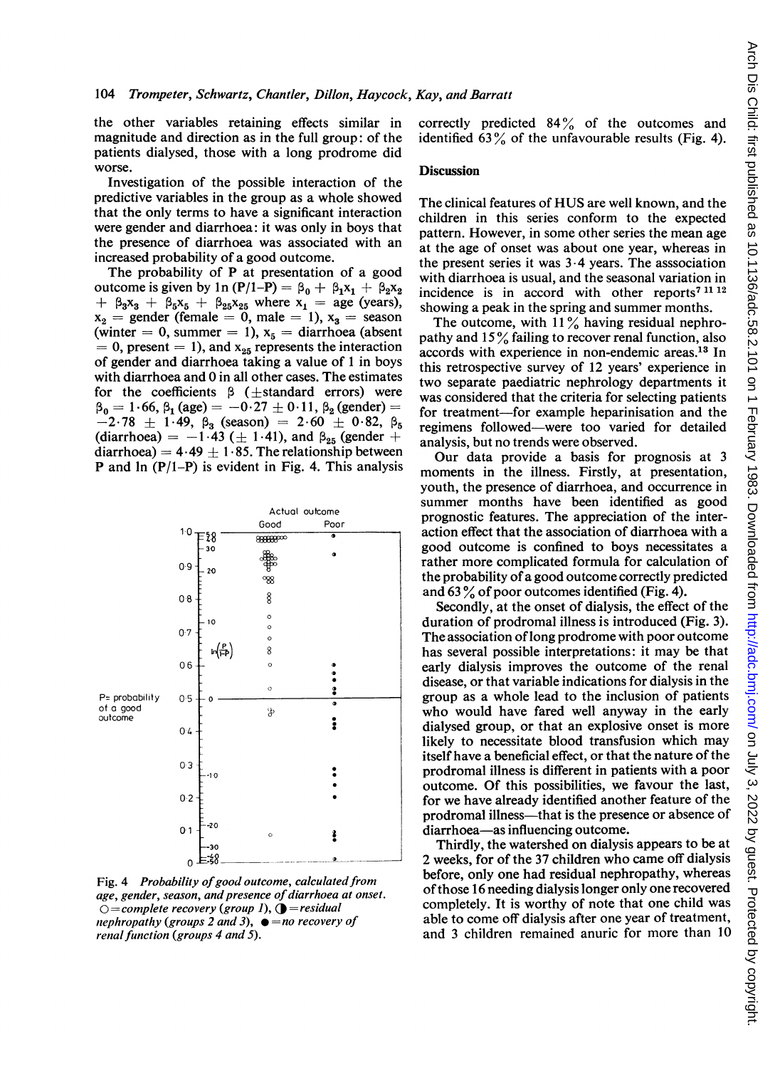the other variables retaining effects similar in magnitude and direction as in the full group: of the patients dialysed, those with a long prodrome did worse.

Investigation of the possible interaction of the predictive variables in the group as a whole showed that the only terms to have a significant interaction were gender and diarrhoea: it was only in boys that the presence of diarrhoea was associated with an increased probability of a good outcome.

The probability of P at presentation of a good outcome is given by $\ln(P/1-P) = \beta_0 + \beta_1 x_1 + \beta_2 x_2 + \beta_3 x_3 + \beta_5 x_5 + \beta_{25} x_{25}$ where $x_1$ = age (years), $x_2$ = gender (female = 0, male = 1), $x_3$ = season (winter = 0, summer = 1), $x_5$ = diarrhoea (absent = 0, present = 1), and $x_{25}$ represents the interaction of gender and diarrhoea taking a value of 1 in boys with diarrhoea and 0 in all other cases. The estimates for the coefficients $\beta$ ($\pm$standard errors) were $\beta_0 = 1 \cdot 66$, $\beta_1$ (age) $= -0 \cdot 27 \pm 0 \cdot 11$, $\beta_2$ (gender) $= -2 \cdot 78 \pm 1 \cdot 49$, $\beta_3$ (season) $= 2 \cdot 60 \pm 0 \cdot 82$, $\beta_5$ (diarrhoea) $= -1 \cdot 43$ ($\pm 1 \cdot 41$), and $\beta_{25}$ (gender + diarrhoea) $= 4 \cdot 49 \pm 1 \cdot 85$. The relationship between P and $\ln(P/1-P)$ is evident in Fig. 4. This analysis correctly predicted 84% of the outcomes and identified 63% of the unfavourable results (Fig. 4).

Fig. 4 *Probability of good outcome, calculated from age, gender, season, and presence of diarrhoea at onset. ○ = complete recovery (group 1), ◑ = residual nephropathy (groups 2 and 3), ● = no recovery of renal function (groups 4 and 5).*

## Discussion

The clinical features of HUS are well known, and the children in this series conform to the expected pattern. However, in some other series the mean age at the age of onset was about one year, whereas in the present series it was 3·4 years. The asssociation with diarrhoea is usual, and the seasonal variation in incidence is in accord with other reports[7 11 12] showing a peak in the spring and summer months.

The outcome, with 11% having residual nephropathy and 15% failing to recover renal function, also accords with experience in non-endemic areas.[13] In this retrospective survey of 12 years' experience in two separate paediatric nephrology departments it was considered that the criteria for selecting patients for treatment—for example heparinisation and the regimens followed—were too varied for detailed analysis, but no trends were observed.

Our data provide a basis for prognosis at 3 moments in the illness. Firstly, at presentation, youth, the presence of diarrhoea, and occurrence in summer months have been identified as good prognostic features. The appreciation of the interaction effect that the association of diarrhoea with a good outcome is confined to boys necessitates a rather more complicated formula for calculation of the probability of a good outcome correctly predicted and 63% of poor outcomes identified (Fig. 4).

Secondly, at the onset of dialysis, the effect of the duration of prodromal illness is introduced (Fig. 3). The association of long prodrome with poor outcome has several possible interpretations: it may be that early dialysis improves the outcome of the renal disease, or that variable indications for dialysis in the group as a whole lead to the inclusion of patients who would have fared well anyway in the early dialysed group, or that an explosive onset is more likely to necessitate blood transfusion which may itself have a beneficial effect, or that the nature of the prodromal illness is different in patients with a poor outcome. Of this possibilities, we favour the last, for we have already identified another feature of the prodromal illness—that is the presence or absence of diarrhoea—as influencing outcome.

Thirdly, the watershed on dialysis appears to be at 2 weeks, for of the 37 children who came off dialysis before, only one had residual nephropathy, whereas of those 16 needing dialysis longer only one recovered completely. It is worthy of note that one child was able to come off dialysis after one year of treatment, and 3 children remained anuric for more than 10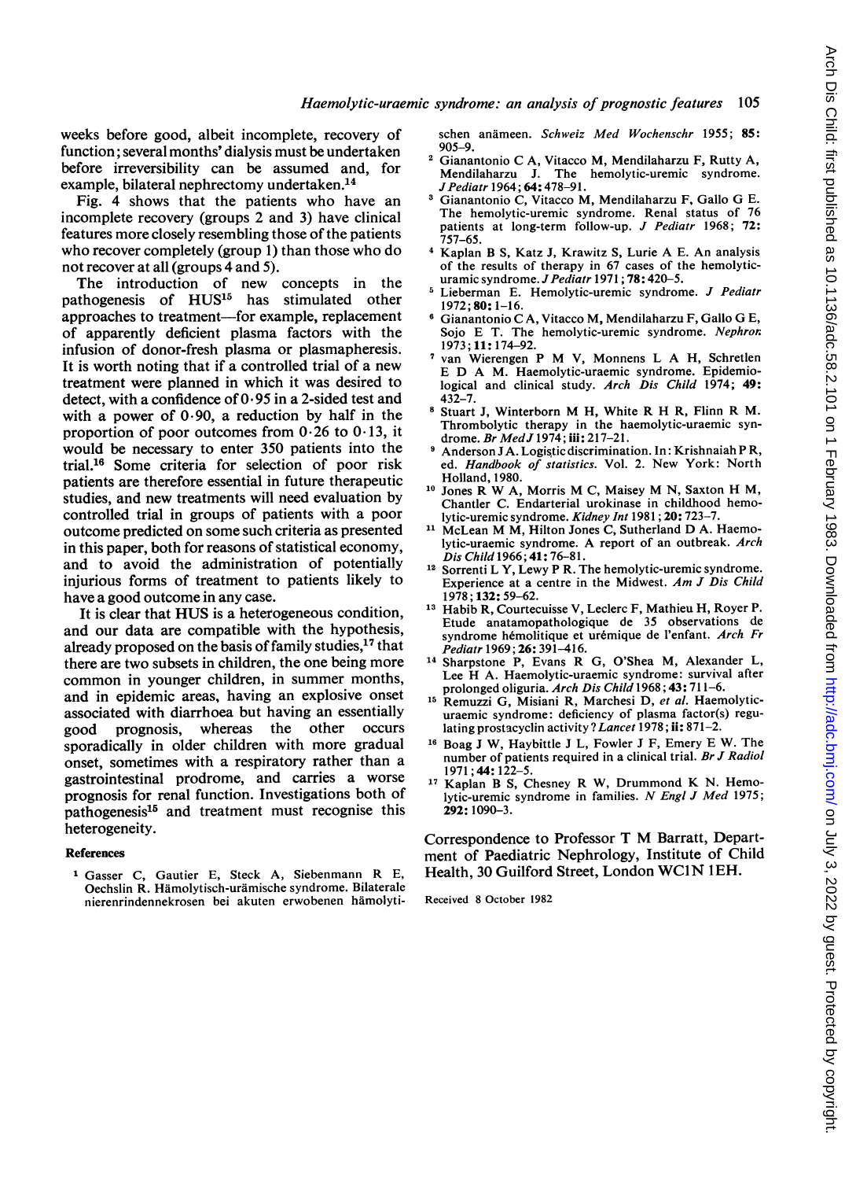weeks before good, albeit incomplete, recovery of function; several months' dialysis must be undertaken before irreversibility can be assumed and, for example, bilateral nephrectomy undertaken.[14]

Fig. 4 shows that the patients who have an incomplete recovery (groups 2 and 3) have clinical features more closely resembling those of the patients who recover completely (group 1) than those who do not recover at all (groups 4 and 5).

The introduction of new concepts in the pathogenesis of HUS[15] has stimulated other approaches to treatment—for example, replacement of apparently deficient plasma factors with the infusion of donor-fresh plasma or plasmapheresis. It is worth noting that if a controlled trial of a new treatment were planned in which it was desired to detect, with a confidence of 0·95 in a 2-sided test and with a power of 0·90, a reduction by half in the proportion of poor outcomes from 0·26 to 0·13, it would be necessary to enter 350 patients into the trial.[16] Some criteria for selection of poor risk patients are therefore essential in future therapeutic studies, and new treatments will need evaluation by controlled trial in groups of patients with a poor outcome predicted on some such criteria as presented in this paper, both for reasons of statistical economy, and to avoid the administration of potentially injurious forms of treatment to patients likely to have a good outcome in any case.

It is clear that HUS is a heterogeneous condition, and our data are compatible with the hypothesis, already proposed on the basis of family studies,[17] that there are two subsets in children, the one being more common in younger children, in summer months, and in epidemic areas, having an explosive onset associated with diarrhoea but having an essentially good prognosis, whereas the other occurs sporadically in older children with more gradual onset, sometimes with a respiratory rather than a gastrointestinal prodrome, and carries a worse prognosis for renal function. Investigations both of pathogenesis[15] and treatment must recognise this heterogeneity.

## References

1. Gasser C, Gautier E, Steck A, Siebenmann R E, Oechslin R. Hämolytisch-urämische syndrome. Bilaterale nierenrindennekrosen bei akuten erwobenen hämolytischen anämeen. *Schweiz Med Wochenschr* 1955; **85:** 905–9.
2. Gianantonio C A, Vitacco M, Mendilaharzu F, Rutty A, Mendilaharzu J. The hemolytic-uremic syndrome. *J Pediatr* 1964; **64:** 478–91.
3. Gianantonio C, Vitacco M, Mendilaharzu F, Gallo G E. The hemolytic-uremic syndrome. Renal status of 76 patients at long-term follow-up. *J Pediatr* 1968; **72:** 757–65.
4. Kaplan B S, Katz J, Krawitz S, Lurie A E. An analysis of the results of therapy in 67 cases of the hemolytic-uramic syndrome. *J Pediatr* 1971; **78:** 420–5.
5. Lieberman E. Hemolytic-uremic syndrome. *J Pediatr* 1972; **80:** 1–16.
6. Gianantonio C A, Vitacco M, Mendilaharzu F, Gallo G E, Sojo E T. The hemolytic-uremic syndrome. *Nephron* 1973; **11:** 174–92.
7. van Wierengen P M V, Monnens L A H, Schretlen E D A M. Haemolytic-uraemic syndrome. Epidemiological and clinical study. *Arch Dis Child* 1974; **49:** 432–7.
8. Stuart J, Winterborn M H, White R H R, Flinn R M. Thrombolytic therapy in the haemolytic-uraemic syndrome. *Br Med J* 1974; **iii:** 217–21.
9. Anderson J A. Logistic discrimination. In: Krishnaiah P R, ed. *Handbook of statistics.* Vol. 2. New York: North Holland, 1980.
10. Jones R W A, Morris M C, Maisey M N, Saxton H M, Chantler C. Endarterial urokinase in childhood hemolytic-uremic syndrome. *Kidney Int* 1981; **20:** 723–7.
11. McLean M M, Hilton Jones C, Sutherland D A. Haemolytic-uraemic syndrome. A report of an outbreak. *Arch Dis Child* 1966; **41:** 76–81.
12. Sorrenti L Y, Lewy P R. The hemolytic-uremic syndrome. Experience at a centre in the Midwest. *Am J Dis Child* 1978; **132:** 59–62.
13. Habib R, Courtecuisse V, Leclerc F, Mathieu H, Royer P. Etude anatamopathologique de 35 observations de syndrome hémolitique et urémique de l'enfant. *Arch Fr Pediatr* 1969; **26:** 391–416.
14. Sharpstone P, Evans R G, O'Shea M, Alexander L, Lee H A. Haemolytic-uraemic syndrome: survival after prolonged oliguria. *Arch Dis Child* 1968; **43:** 711–6.
15. Remuzzi G, Misiani R, Marchesi D, *et al.* Haemolytic-uraemic syndrome: deficiency of plasma factor(s) regulating prostacyclin activity? *Lancet* 1978; **ii:** 871–2.
16. Boag J W, Haybittle J L, Fowler J F, Emery E W. The number of patients required in a clinical trial. *Br J Radiol* 1971; **44:** 122–5.
17. Kaplan B S, Chesney R W, Drummond K N. Hemolytic-uremic syndrome in families. *N Engl J Med* 1975; **292:** 1090–3.

Correspondence to Professor T M Barratt, Department of Paediatric Nephrology, Institute of Child Health, 30 Guilford Street, London WC1N 1EH.

Received 8 October 1982